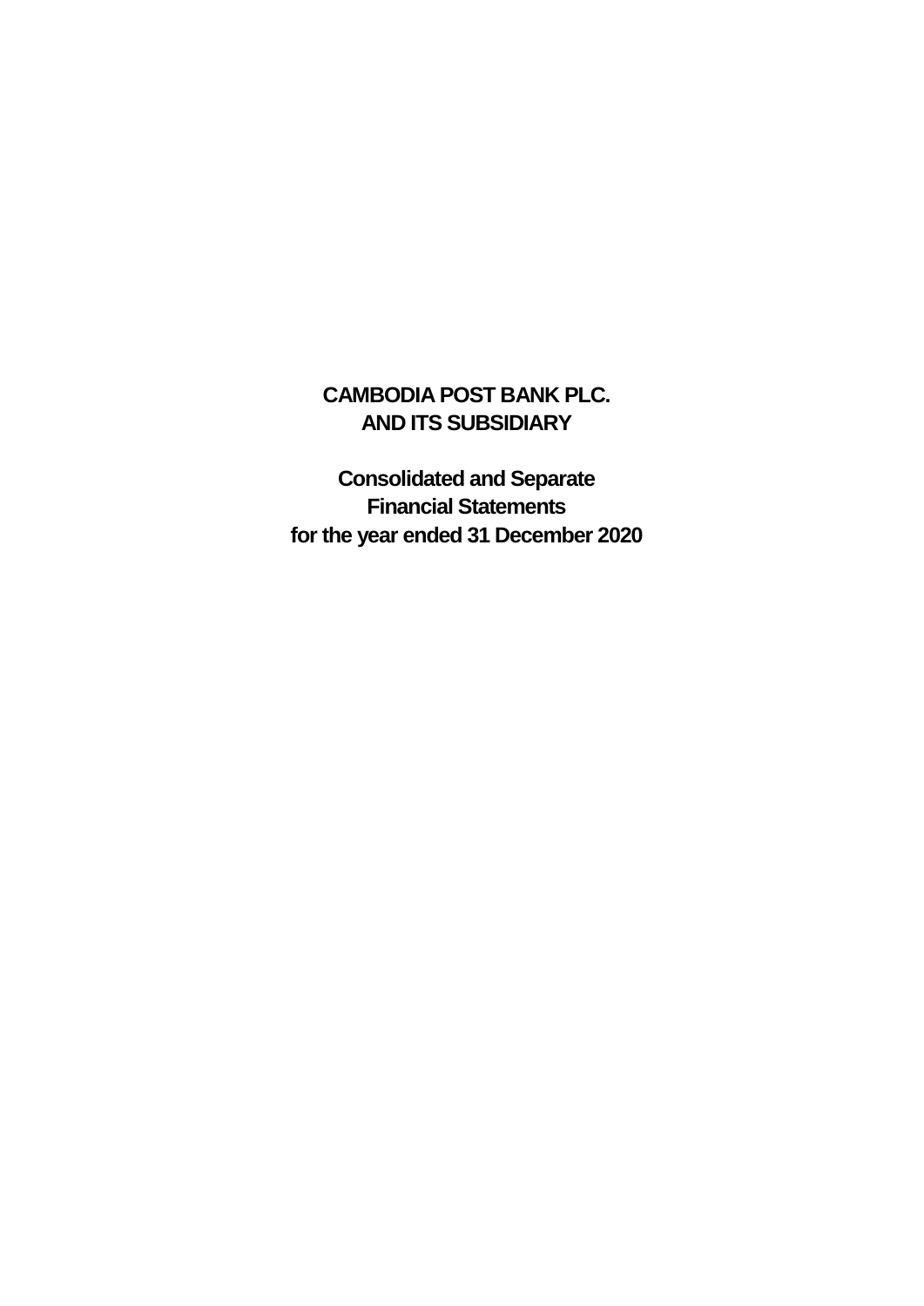# CAMBODIA POST BANK PLC.
# AND ITS SUBSIDIARY

## Consolidated and Separate Financial Statements for the year ended 31 December 2020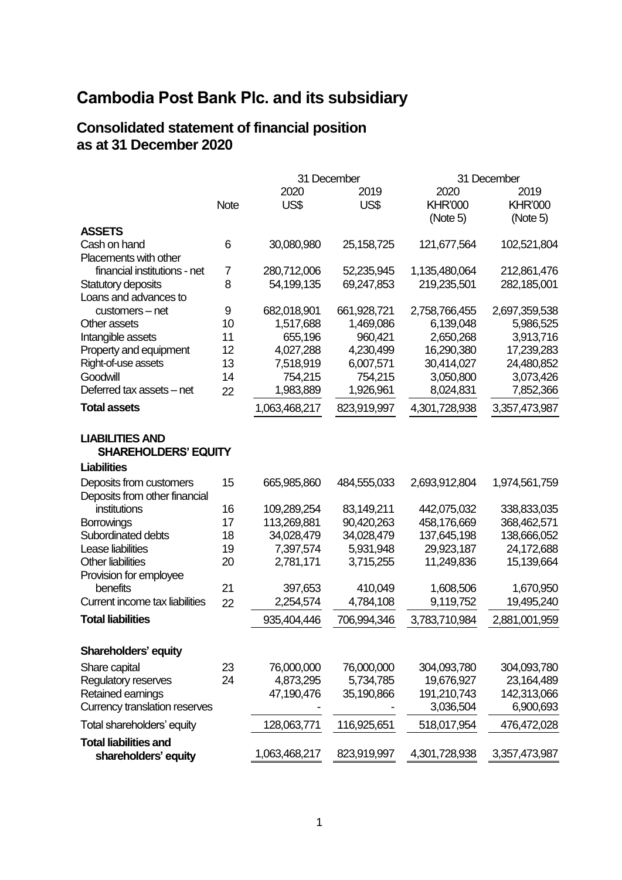# Cambodia Post Bank Plc. and its subsidiary

## Consolidated statement of financial position as at 31 December 2020

| | Note | 31 December 2020 US$ | 31 December 2019 US$ | 31 December 2020 KHR'000 (Note 5) | 31 December 2019 KHR'000 (Note 5) |
|---|---|---|---|---|---|
| **ASSETS** | | | | | |
| Cash on hand | 6 | 30,080,980 | 25,158,725 | 121,677,564 | 102,521,804 |
| Placements with other financial institutions - net | 7 | 280,712,006 | 52,235,945 | 1,135,480,064 | 212,861,476 |
| Statutory deposits | 8 | 54,199,135 | 69,247,853 | 219,235,501 | 282,185,001 |
| Loans and advances to customers – net | 9 | 682,018,901 | 661,928,721 | 2,758,766,455 | 2,697,359,538 |
| Other assets | 10 | 1,517,688 | 1,469,086 | 6,139,048 | 5,986,525 |
| Intangible assets | 11 | 655,196 | 960,421 | 2,650,268 | 3,913,716 |
| Property and equipment | 12 | 4,027,288 | 4,230,499 | 16,290,380 | 17,239,283 |
| Right-of-use assets | 13 | 7,518,919 | 6,007,571 | 30,414,027 | 24,480,852 |
| Goodwill | 14 | 754,215 | 754,215 | 3,050,800 | 3,073,426 |
| Deferred tax assets – net | 22 | 1,983,889 | 1,926,961 | 8,024,831 | 7,852,366 |
| **Total assets** | | 1,063,468,217 | 823,919,997 | 4,301,728,938 | 3,357,473,987 |
| **LIABILITIES AND SHAREHOLDERS' EQUITY** | | | | | |
| **Liabilities** | | | | | |
| Deposits from customers | 15 | 665,985,860 | 484,555,033 | 2,693,912,804 | 1,974,561,759 |
| Deposits from other financial institutions | 16 | 109,289,254 | 83,149,211 | 442,075,032 | 338,833,035 |
| Borrowings | 17 | 113,269,881 | 90,420,263 | 458,176,669 | 368,462,571 |
| Subordinated debts | 18 | 34,028,479 | 34,028,479 | 137,645,198 | 138,666,052 |
| Lease liabilities | 19 | 7,397,574 | 5,931,948 | 29,923,187 | 24,172,688 |
| Other liabilities | 20 | 2,781,171 | 3,715,255 | 11,249,836 | 15,139,664 |
| Provision for employee benefits | 21 | 397,653 | 410,049 | 1,608,506 | 1,670,950 |
| Current income tax liabilities | 22 | 2,254,574 | 4,784,108 | 9,119,752 | 19,495,240 |
| **Total liabilities** | | 935,404,446 | 706,994,346 | 3,783,710,984 | 2,881,001,959 |
| **Shareholders' equity** | | | | | |
| Share capital | 23 | 76,000,000 | 76,000,000 | 304,093,780 | 304,093,780 |
| Regulatory reserves | 24 | 4,873,295 | 5,734,785 | 19,676,927 | 23,164,489 |
| Retained earnings | | 47,190,476 | 35,190,866 | 191,210,743 | 142,313,066 |
| Currency translation reserves | | - | - | 3,036,504 | 6,900,693 |
| Total shareholders' equity | | 128,063,771 | 116,925,651 | 518,017,954 | 476,472,028 |
| **Total liabilities and shareholders' equity** | | 1,063,468,217 | 823,919,997 | 4,301,728,938 | 3,357,473,987 |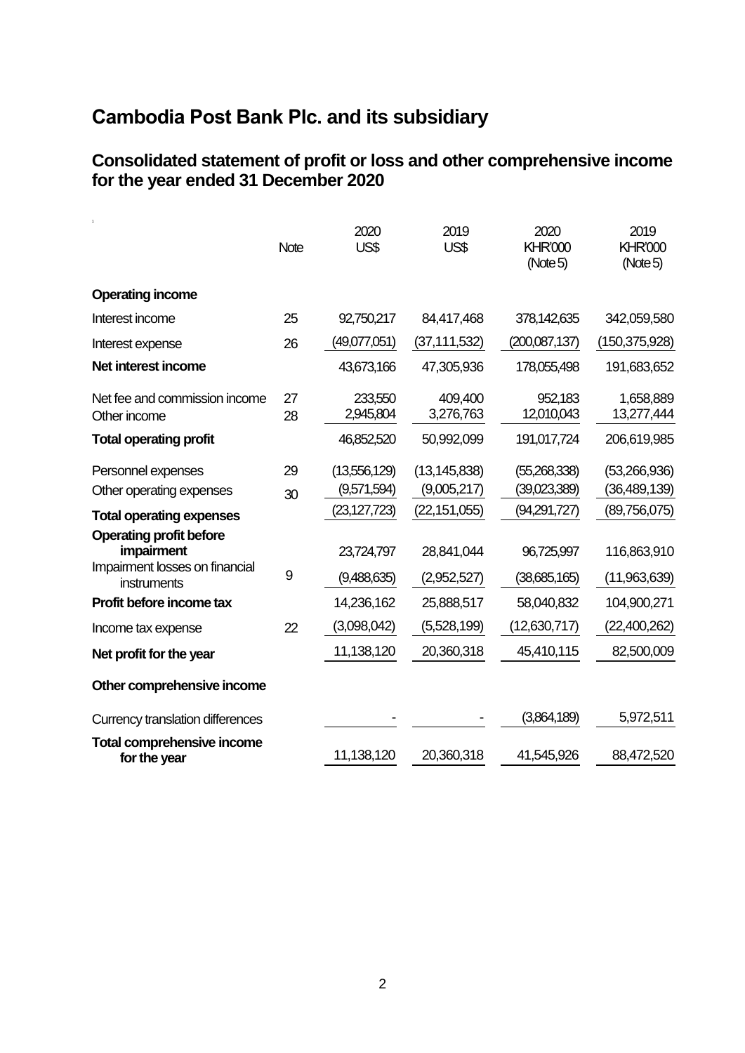# Cambodia Post Bank Plc. and its subsidiary

## Consolidated statement of profit or loss and other comprehensive income for the year ended 31 December 2020

| | Note | 2020 US$ | 2019 US$ | 2020 KHR'000 (Note 5) | 2019 KHR'000 (Note 5) |
|---|---|---|---|---|---|
| **Operating income** | | | | | |
| Interest income | 25 | 92,750,217 | 84,417,468 | 378,142,635 | 342,059,580 |
| Interest expense | 26 | (49,077,051) | (37,111,532) | (200,087,137) | (150,375,928) |
| **Net interest income** | | 43,673,166 | 47,305,936 | 178,055,498 | 191,683,652 |
| Net fee and commission income | 27 | 233,550 | 409,400 | 952,183 | 1,658,889 |
| Other income | 28 | 2,945,804 | 3,276,763 | 12,010,043 | 13,277,444 |
| **Total operating profit** | | 46,852,520 | 50,992,099 | 191,017,724 | 206,619,985 |
| Personnel expenses | 29 | (13,556,129) | (13,145,838) | (55,268,338) | (53,266,936) |
| Other operating expenses | 30 | (9,571,594) | (9,005,217) | (39,023,389) | (36,489,139) |
| **Total operating expenses** | | (23,127,723) | (22,151,055) | (94,291,727) | (89,756,075) |
| **Operating profit before impairment** | | 23,724,797 | 28,841,044 | 96,725,997 | 116,863,910 |
| Impairment losses on financial instruments | 9 | (9,488,635) | (2,952,527) | (38,685,165) | (11,963,639) |
| **Profit before income tax** | | 14,236,162 | 25,888,517 | 58,040,832 | 104,900,271 |
| Income tax expense | 22 | (3,098,042) | (5,528,199) | (12,630,717) | (22,400,262) |
| **Net profit for the year** | | 11,138,120 | 20,360,318 | 45,410,115 | 82,500,009 |
| **Other comprehensive income** | | | | | |
| Currency translation differences | | - | - | (3,864,189) | 5,972,511 |
| **Total comprehensive income for the year** | | 11,138,120 | 20,360,318 | 41,545,926 | 88,472,520 |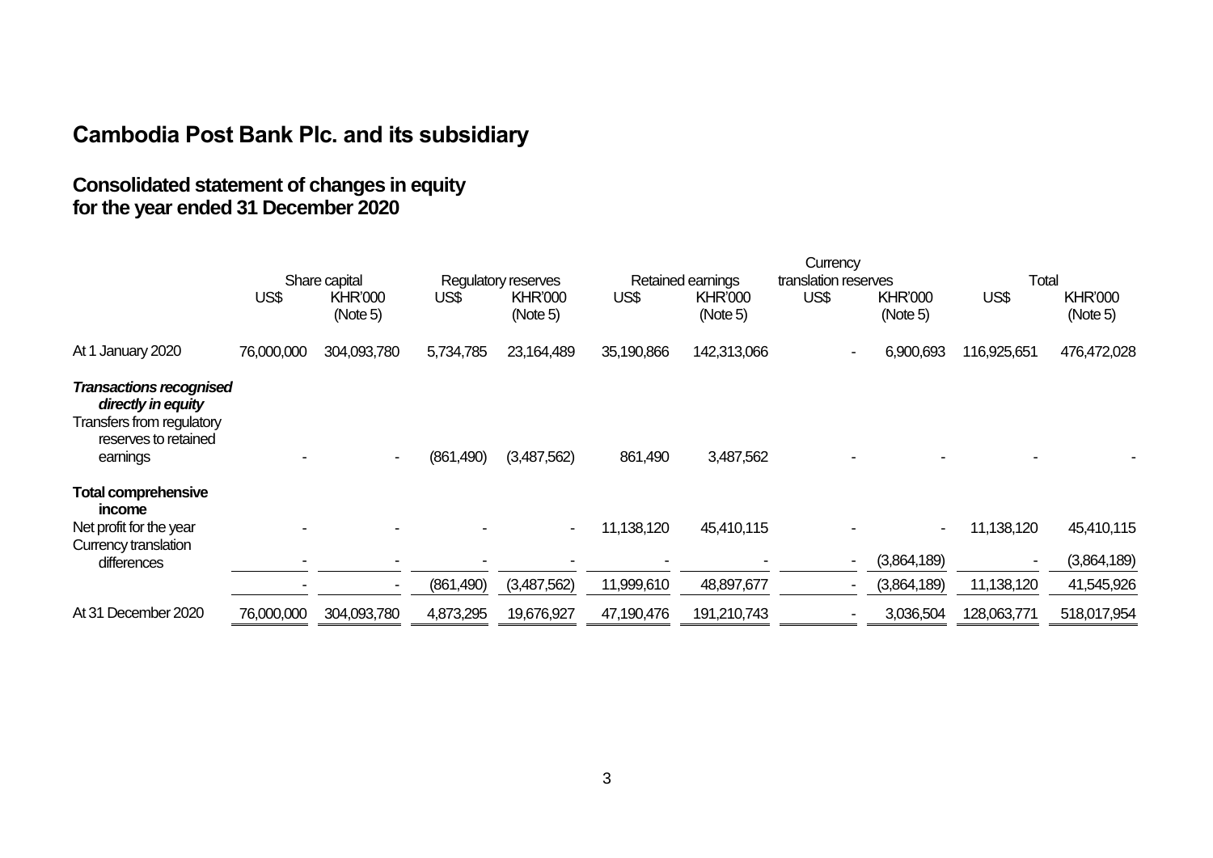# Cambodia Post Bank Plc. and its subsidiary

## Consolidated statement of changes in equity for the year ended 31 December 2020

| | Share capital | | Regulatory reserves | | Retained earnings | | Currency translation reserves | | Total | |
|---|---|---|---|---|---|---|---|---|---|---|
| | US$ | KHR'000 (Note 5) | US$ | KHR'000 (Note 5) | US$ | KHR'000 (Note 5) | US$ | KHR'000 (Note 5) | US$ | KHR'000 (Note 5) |
| At 1 January 2020 | 76,000,000 | 304,093,780 | 5,734,785 | 23,164,489 | 35,190,866 | 142,313,066 | - | 6,900,693 | 116,925,651 | 476,472,028 |
| ***Transactions recognised directly in equity*** | | | | | | | | | | |
| Transfers from regulatory reserves to retained earnings | - | - | (861,490) | (3,487,562) | 861,490 | 3,487,562 | - | - | - | - |
| **Total comprehensive income** | | | | | | | | | | |
| Net profit for the year | - | - | - | - | 11,138,120 | 45,410,115 | - | - | 11,138,120 | 45,410,115 |
| Currency translation differences | - | - | - | - | - | - | - | (3,864,189) | - | (3,864,189) |
| | - | - | (861,490) | (3,487,562) | 11,999,610 | 48,897,677 | - | (3,864,189) | 11,138,120 | 41,545,926 |
| At 31 December 2020 | 76,000,000 | 304,093,780 | 4,873,295 | 19,676,927 | 47,190,476 | 191,210,743 | - | 3,036,504 | 128,063,771 | 518,017,954 |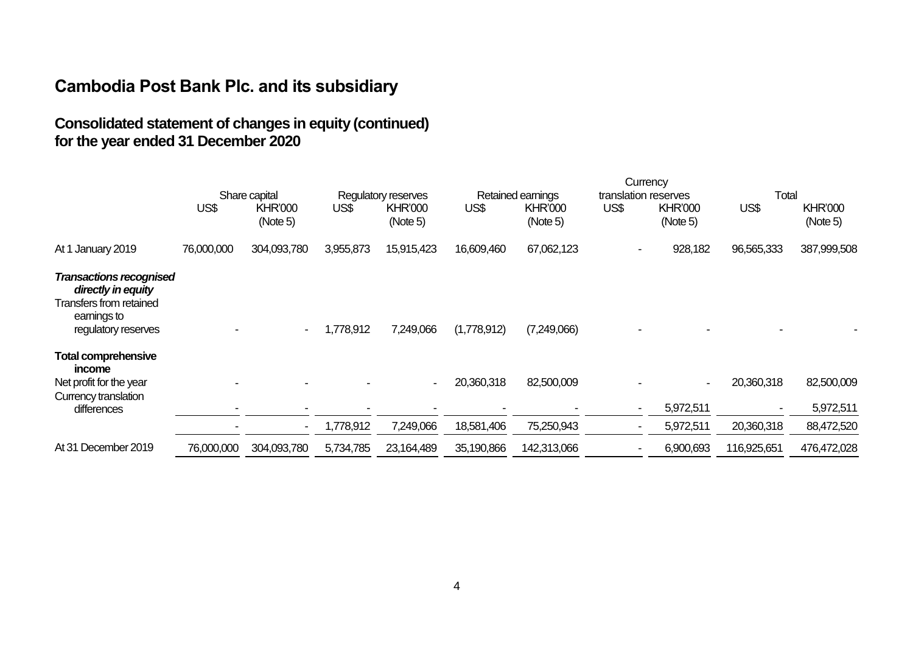# Cambodia Post Bank Plc. and its subsidiary

## Consolidated statement of changes in equity (continued) for the year ended 31 December 2020

| | Share capital | | Regulatory reserves | | Retained earnings | | Currency translation reserves | | Total | |
|---|---|---|---|---|---|---|---|---|---|---|
| | US$ | KHR'000 (Note 5) | US$ | KHR'000 (Note 5) | US$ | KHR'000 (Note 5) | US$ | KHR'000 (Note 5) | US$ | KHR'000 (Note 5) |
| At 1 January 2019 | 76,000,000 | 304,093,780 | 3,955,873 | 15,915,423 | 16,609,460 | 67,062,123 | - | 928,182 | 96,565,333 | 387,999,508 |
| ***Transactions recognised directly in equity*** | | | | | | | | | | |
| Transfers from retained earnings to regulatory reserves | - | - | 1,778,912 | 7,249,066 | (1,778,912) | (7,249,066) | - | - | - | - |
| **Total comprehensive income** | | | | | | | | | | |
| Net profit for the year | - | - | - | - | 20,360,318 | 82,500,009 | - | - | 20,360,318 | 82,500,009 |
| Currency translation differences | - | - | - | - | - | - | - | 5,972,511 | - | 5,972,511 |
| | - | - | 1,778,912 | 7,249,066 | 18,581,406 | 75,250,943 | - | 5,972,511 | 20,360,318 | 88,472,520 |
| At 31 December 2019 | 76,000,000 | 304,093,780 | 5,734,785 | 23,164,489 | 35,190,866 | 142,313,066 | - | 6,900,693 | 116,925,651 | 476,472,028 |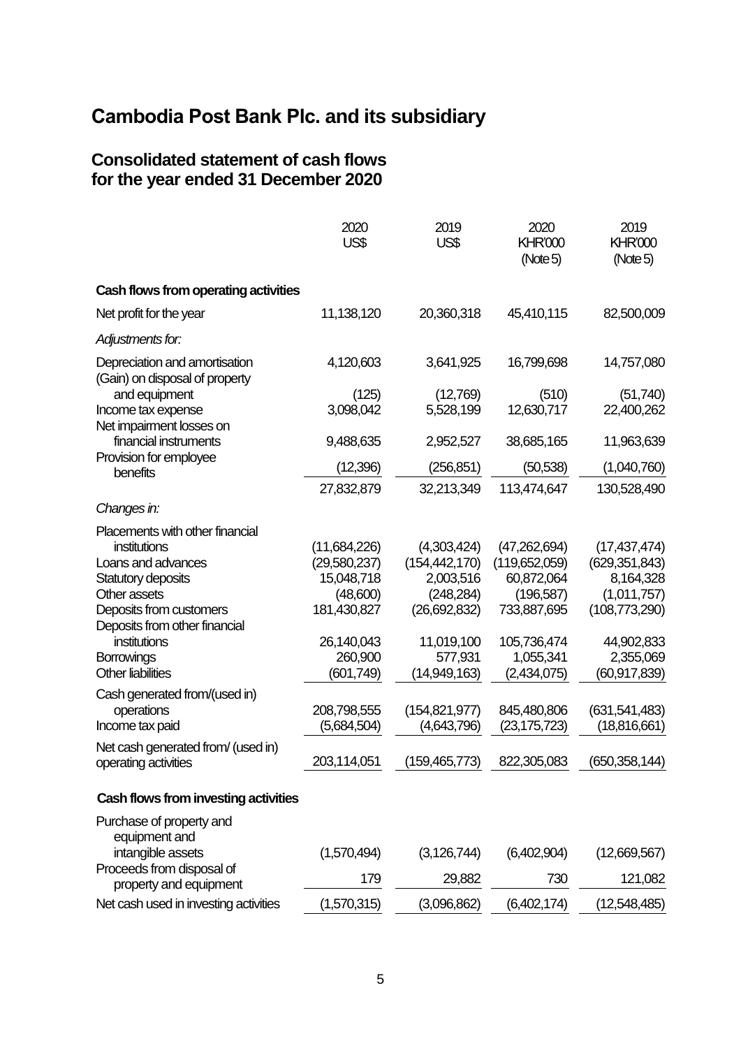# Cambodia Post Bank Plc. and its subsidiary

## Consolidated statement of cash flows for the year ended 31 December 2020

| | 2020 US$ | 2019 US$ | 2020 KHR'000 (Note 5) | 2019 KHR'000 (Note 5) |
|---|---|---|---|---|
| **Cash flows from operating activities** | | | | |
| Net profit for the year | 11,138,120 | 20,360,318 | 45,410,115 | 82,500,009 |
| *Adjustments for:* | | | | |
| Depreciation and amortisation | 4,120,603 | 3,641,925 | 16,799,698 | 14,757,080 |
| (Gain) on disposal of property and equipment | (125) | (12,769) | (510) | (51,740) |
| Income tax expense | 3,098,042 | 5,528,199 | 12,630,717 | 22,400,262 |
| Net impairment losses on financial instruments | 9,488,635 | 2,952,527 | 38,685,165 | 11,963,639 |
| Provision for employee benefits | (12,396) | (256,851) | (50,538) | (1,040,760) |
| | 27,832,879 | 32,213,349 | 113,474,647 | 130,528,490 |
| *Changes in:* | | | | |
| Placements with other financial institutions | (11,684,226) | (4,303,424) | (47,262,694) | (17,437,474) |
| Loans and advances | (29,580,237) | (154,442,170) | (119,652,059) | (629,351,843) |
| Statutory deposits | 15,048,718 | 2,003,516 | 60,872,064 | 8,164,328 |
| Other assets | (48,600) | (248,284) | (196,587) | (1,011,757) |
| Deposits from customers | 181,430,827 | (26,692,832) | 733,887,695 | (108,773,290) |
| Deposits from other financial institutions | 26,140,043 | 11,019,100 | 105,736,474 | 44,902,833 |
| Borrowings | 260,900 | 577,931 | 1,055,341 | 2,355,069 |
| Other liabilities | (601,749) | (14,949,163) | (2,434,075) | (60,917,839) |
| Cash generated from/(used in) operations | 208,798,555 | (154,821,977) | 845,480,806 | (631,541,483) |
| Income tax paid | (5,684,504) | (4,643,796) | (23,175,723) | (18,816,661) |
| Net cash generated from/ (used in) operating activities | 203,114,051 | (159,465,773) | 822,305,083 | (650,358,144) |
| **Cash flows from investing activities** | | | | |
| Purchase of property and equipment and intangible assets | (1,570,494) | (3,126,744) | (6,402,904) | (12,669,567) |
| Proceeds from disposal of property and equipment | 179 | 29,882 | 730 | 121,082 |
| Net cash used in investing activities | (1,570,315) | (3,096,862) | (6,402,174) | (12,548,485) |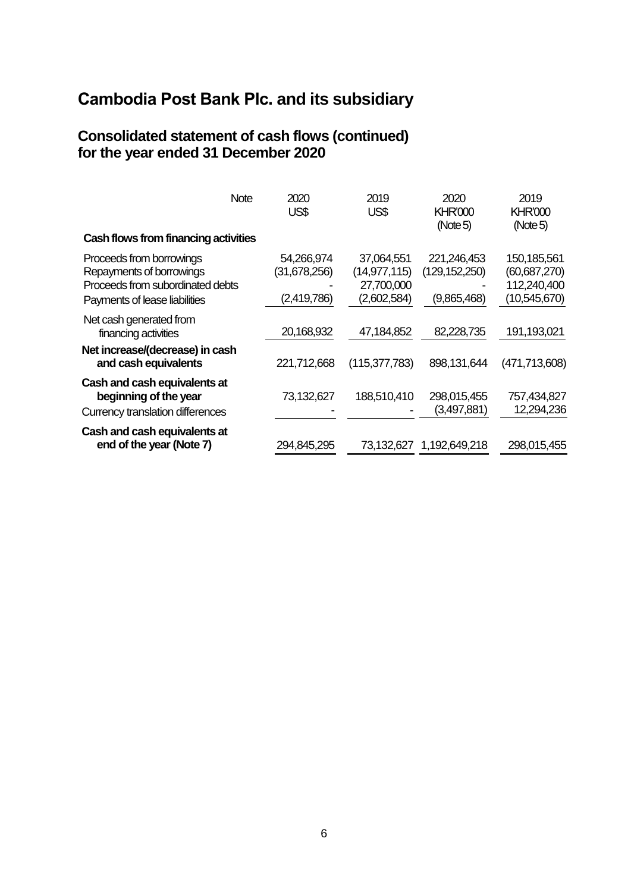# Cambodia Post Bank Plc. and its subsidiary

## Consolidated statement of cash flows (continued) for the year ended 31 December 2020

| | Note | 2020 US$ | 2019 US$ | 2020 KHR'000 (Note 5) | 2019 KHR'000 (Note 5) |
|---|---|---|---|---|---|
| **Cash flows from financing activities** | | | | | |
| Proceeds from borrowings | | 54,266,974 | 37,064,551 | 221,246,453 | 150,185,561 |
| Repayments of borrowings | | (31,678,256) | (14,977,115) | (129,152,250) | (60,687,270) |
| Proceeds from subordinated debts | | - | 27,700,000 | - | 112,240,400 |
| Payments of lease liabilities | | (2,419,786) | (2,602,584) | (9,865,468) | (10,545,670) |
| Net cash generated from financing activities | | 20,168,932 | 47,184,852 | 82,228,735 | 191,193,021 |
| **Net increase/(decrease) in cash and cash equivalents** | | 221,712,668 | (115,377,783) | 898,131,644 | (471,713,608) |
| **Cash and cash equivalents at beginning of the year** | | 73,132,627 | 188,510,410 | 298,015,455 | 757,434,827 |
| Currency translation differences | | - | - | (3,497,881) | 12,294,236 |
| **Cash and cash equivalents at end of the year (Note 7)** | | 294,845,295 | 73,132,627 | 1,192,649,218 | 298,015,455 |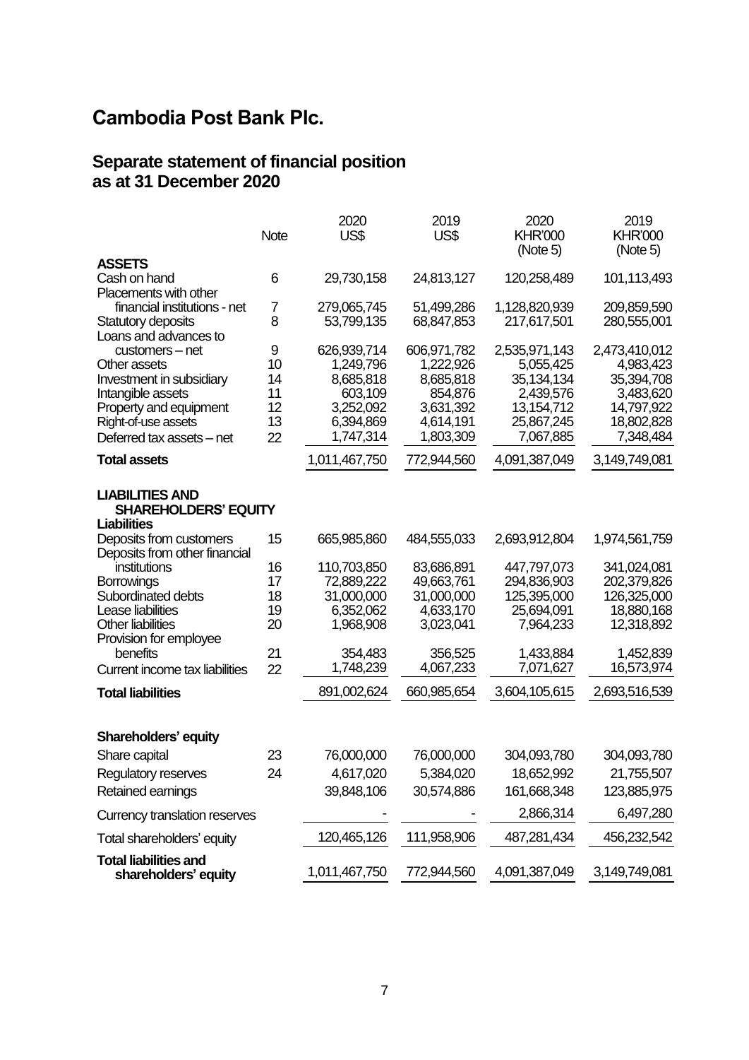# Cambodia Post Bank Plc.

## Separate statement of financial position as at 31 December 2020

| | Note | 2020 US$ | 2019 US$ | 2020 KHR'000 (Note 5) | 2019 KHR'000 (Note 5) |
|---|---|---|---|---|---|
| **ASSETS** | | | | | |
| Cash on hand | 6 | 29,730,158 | 24,813,127 | 120,258,489 | 101,113,493 |
| Placements with other financial institutions - net | 7 | 279,065,745 | 51,499,286 | 1,128,820,939 | 209,859,590 |
| Statutory deposits | 8 | 53,799,135 | 68,847,853 | 217,617,501 | 280,555,001 |
| Loans and advances to customers – net | 9 | 626,939,714 | 606,971,782 | 2,535,971,143 | 2,473,410,012 |
| Other assets | 10 | 1,249,796 | 1,222,926 | 5,055,425 | 4,983,423 |
| Investment in subsidiary | 14 | 8,685,818 | 8,685,818 | 35,134,134 | 35,394,708 |
| Intangible assets | 11 | 603,109 | 854,876 | 2,439,576 | 3,483,620 |
| Property and equipment | 12 | 3,252,092 | 3,631,392 | 13,154,712 | 14,797,922 |
| Right-of-use assets | 13 | 6,394,869 | 4,614,191 | 25,867,245 | 18,802,828 |
| Deferred tax assets – net | 22 | 1,747,314 | 1,803,309 | 7,067,885 | 7,348,484 |
| **Total assets** | | 1,011,467,750 | 772,944,560 | 4,091,387,049 | 3,149,749,081 |
| **LIABILITIES AND SHAREHOLDERS' EQUITY** | | | | | |
| **Liabilities** | | | | | |
| Deposits from customers | 15 | 665,985,860 | 484,555,033 | 2,693,912,804 | 1,974,561,759 |
| Deposits from other financial institutions | 16 | 110,703,850 | 83,686,891 | 447,797,073 | 341,024,081 |
| Borrowings | 17 | 72,889,222 | 49,663,761 | 294,836,903 | 202,379,826 |
| Subordinated debts | 18 | 31,000,000 | 31,000,000 | 125,395,000 | 126,325,000 |
| Lease liabilities | 19 | 6,352,062 | 4,633,170 | 25,694,091 | 18,880,168 |
| Other liabilities | 20 | 1,968,908 | 3,023,041 | 7,964,233 | 12,318,892 |
| Provision for employee benefits | 21 | 354,483 | 356,525 | 1,433,884 | 1,452,839 |
| Current income tax liabilities | 22 | 1,748,239 | 4,067,233 | 7,071,627 | 16,573,974 |
| **Total liabilities** | | 891,002,624 | 660,985,654 | 3,604,105,615 | 2,693,516,539 |
| **Shareholders' equity** | | | | | |
| Share capital | 23 | 76,000,000 | 76,000,000 | 304,093,780 | 304,093,780 |
| Regulatory reserves | 24 | 4,617,020 | 5,384,020 | 18,652,992 | 21,755,507 |
| Retained earnings | | 39,848,106 | 30,574,886 | 161,668,348 | 123,885,975 |
| Currency translation reserves | | - | - | 2,866,314 | 6,497,280 |
| Total shareholders' equity | | 120,465,126 | 111,958,906 | 487,281,434 | 456,232,542 |
| **Total liabilities and shareholders' equity** | | 1,011,467,750 | 772,944,560 | 4,091,387,049 | 3,149,749,081 |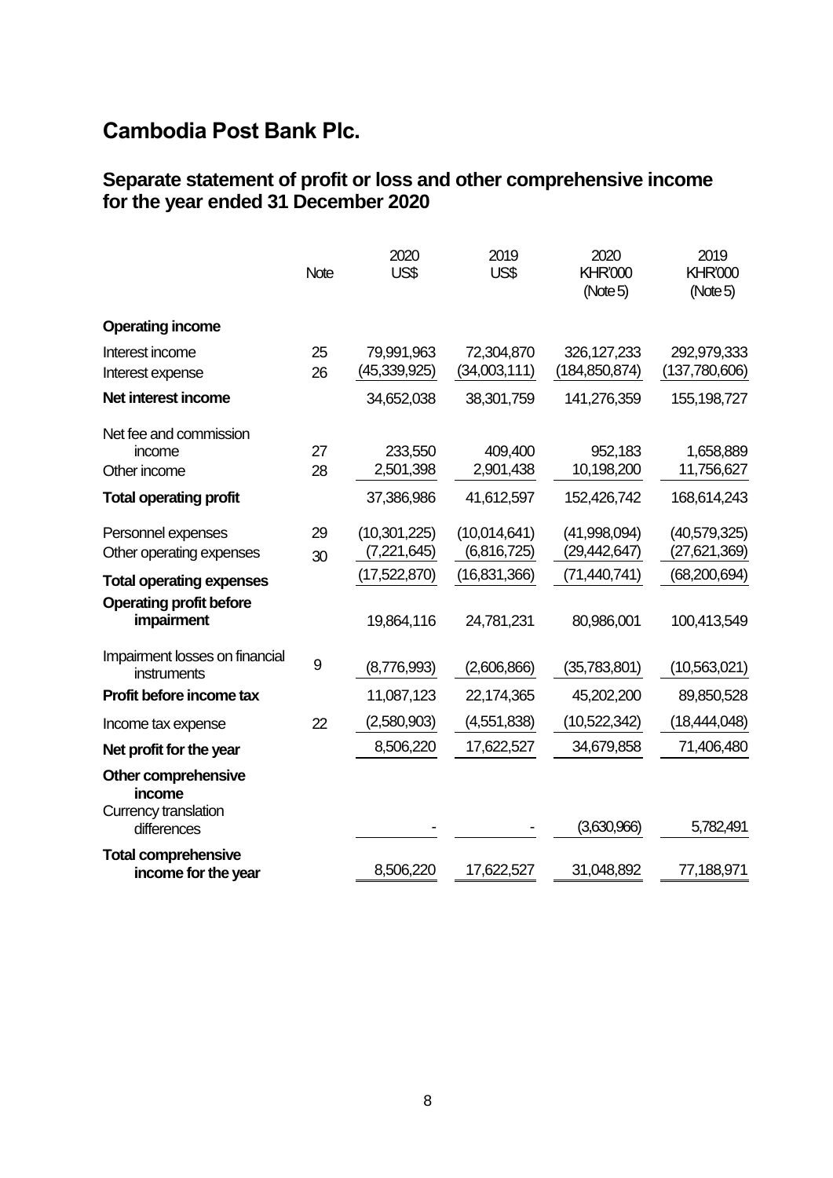# Cambodia Post Bank Plc.

## Separate statement of profit or loss and other comprehensive income for the year ended 31 December 2020

| | Note | 2020 US$ | 2019 US$ | 2020 KHR'000 (Note 5) | 2019 KHR'000 (Note 5) |
|---|---|---|---|---|---|
| **Operating income** | | | | | |
| Interest income | 25 | 79,991,963 | 72,304,870 | 326,127,233 | 292,979,333 |
| Interest expense | 26 | (45,339,925) | (34,003,111) | (184,850,874) | (137,780,606) |
| **Net interest income** | | 34,652,038 | 38,301,759 | 141,276,359 | 155,198,727 |
| Net fee and commission income | 27 | 233,550 | 409,400 | 952,183 | 1,658,889 |
| Other income | 28 | 2,501,398 | 2,901,438 | 10,198,200 | 11,756,627 |
| **Total operating profit** | | 37,386,986 | 41,612,597 | 152,426,742 | 168,614,243 |
| Personnel expenses | 29 | (10,301,225) | (10,014,641) | (41,998,094) | (40,579,325) |
| Other operating expenses | 30 | (7,221,645) | (6,816,725) | (29,442,647) | (27,621,369) |
| **Total operating expenses** | | (17,522,870) | (16,831,366) | (71,440,741) | (68,200,694) |
| **Operating profit before impairment** | | 19,864,116 | 24,781,231 | 80,986,001 | 100,413,549 |
| Impairment losses on financial instruments | 9 | (8,776,993) | (2,606,866) | (35,783,801) | (10,563,021) |
| **Profit before income tax** | | 11,087,123 | 22,174,365 | 45,202,200 | 89,850,528 |
| Income tax expense | 22 | (2,580,903) | (4,551,838) | (10,522,342) | (18,444,048) |
| **Net profit for the year** | | 8,506,220 | 17,622,527 | 34,679,858 | 71,406,480 |
| **Other comprehensive income** | | | | | |
| Currency translation differences | | - | - | (3,630,966) | 5,782,491 |
| **Total comprehensive income for the year** | | 8,506,220 | 17,622,527 | 31,048,892 | 77,188,971 |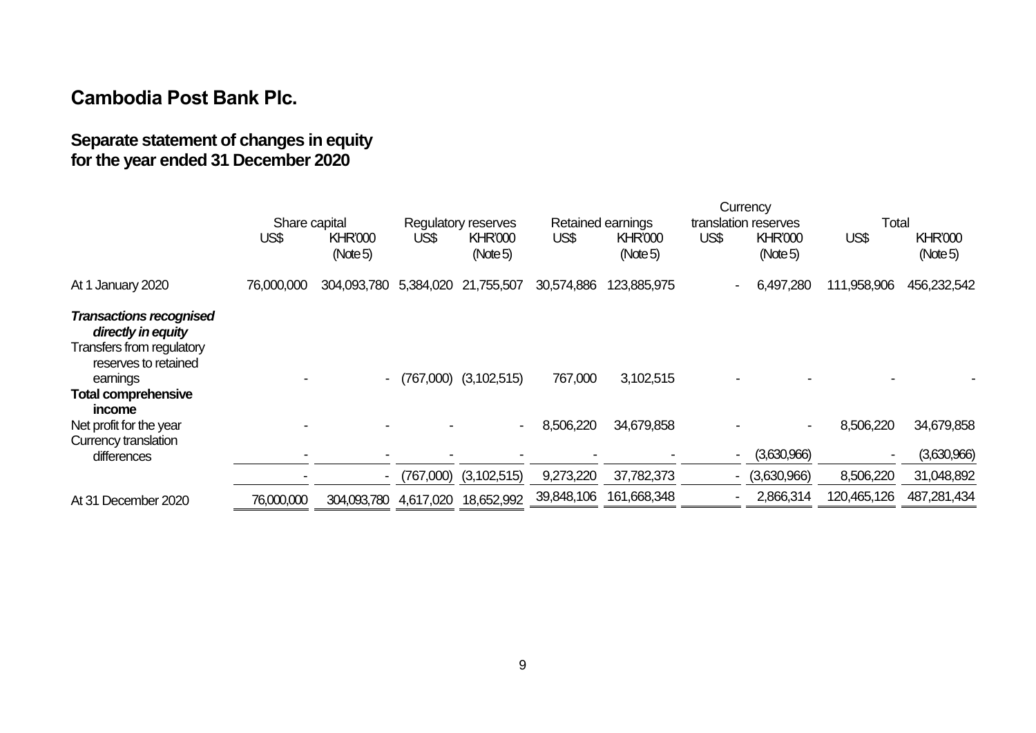# Cambodia Post Bank Plc.

## Separate statement of changes in equity for the year ended 31 December 2020

| | Share capital | | Regulatory reserves | | Retained earnings | | Currency translation reserves | | Total | |
|---|---|---|---|---|---|---|---|---|---|---|
| | US$ | KHR'000 (Note 5) | US$ | KHR'000 (Note 5) | US$ | KHR'000 (Note 5) | US$ | KHR'000 (Note 5) | US$ | KHR'000 (Note 5) |
| At 1 January 2020 | 76,000,000 | 304,093,780 | 5,384,020 | 21,755,507 | 30,574,886 | 123,885,975 | - | 6,497,280 | 111,958,906 | 456,232,542 |
| ***Transactions recognised directly in equity*** | | | | | | | | | | |
| Transfers from regulatory reserves to retained earnings | - | - | (767,000) | (3,102,515) | 767,000 | 3,102,515 | - | - | - | - |
| **Total comprehensive income** | | | | | | | | | | |
| Net profit for the year | - | - | - | - | 8,506,220 | 34,679,858 | - | - | 8,506,220 | 34,679,858 |
| Currency translation differences | - | - | - | - | - | - | - | (3,630,966) | - | (3,630,966) |
| | - | - | (767,000) | (3,102,515) | 9,273,220 | 37,782,373 | - | (3,630,966) | 8,506,220 | 31,048,892 |
| At 31 December 2020 | 76,000,000 | 304,093,780 | 4,617,020 | 18,652,992 | 39,848,106 | 161,668,348 | - | 2,866,314 | 120,465,126 | 487,281,434 |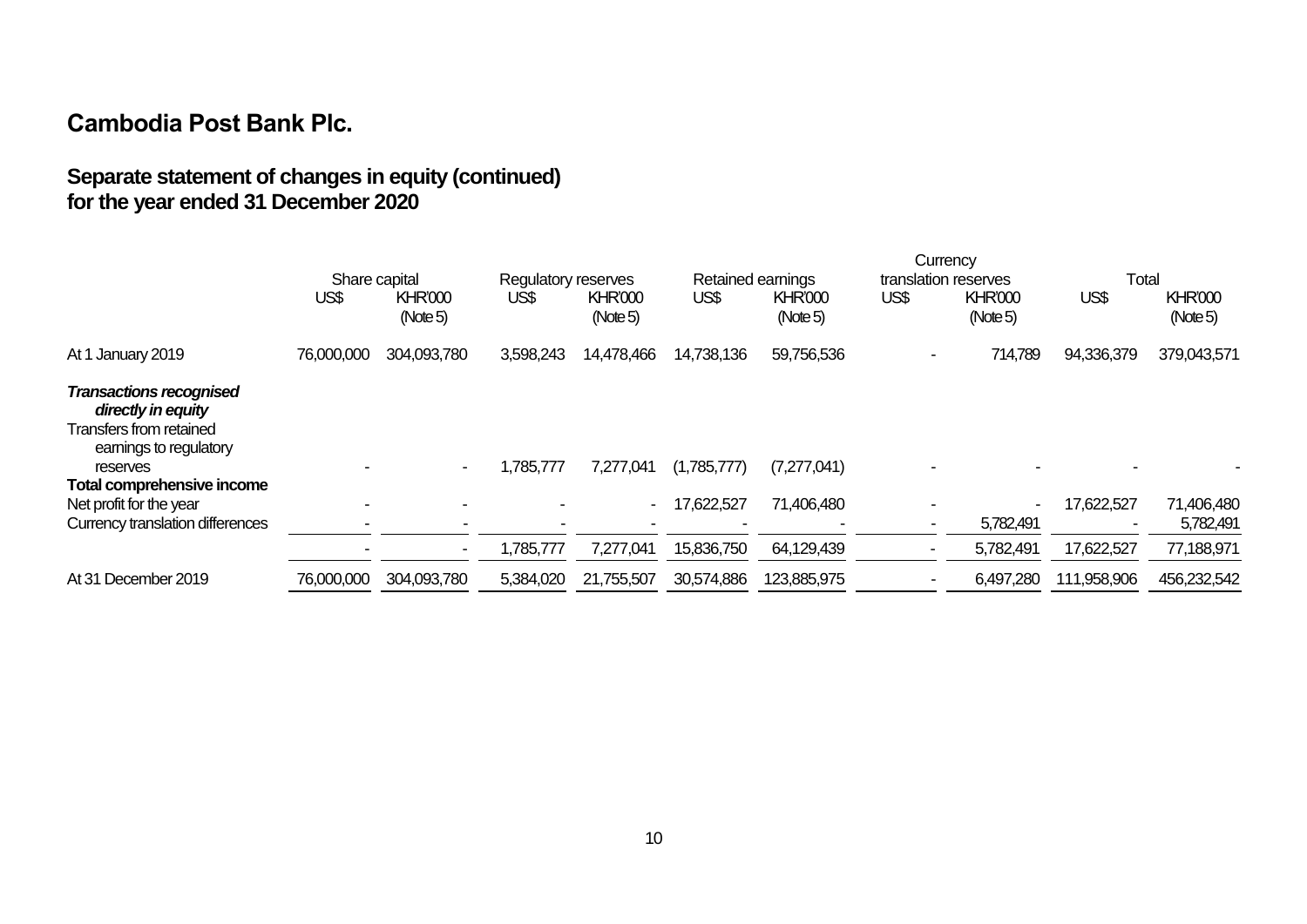# Cambodia Post Bank Plc.

## Separate statement of changes in equity (continued)
## for the year ended 31 December 2020

| | Share capital | | Regulatory reserves | | Retained earnings | | Currency translation reserves | | Total | |
|---|---|---|---|---|---|---|---|---|---|---|
| | US$ | KHR'000 (Note 5) | US$ | KHR'000 (Note 5) | US$ | KHR'000 (Note 5) | US$ | KHR'000 (Note 5) | US$ | KHR'000 (Note 5) |
| At 1 January 2019 | 76,000,000 | 304,093,780 | 3,598,243 | 14,478,466 | 14,738,136 | 59,756,536 | - | 714,789 | 94,336,379 | 379,043,571 |
| ***Transactions recognised directly in equity*** | | | | | | | | | | |
| Transfers from retained earnings to regulatory reserves | - | - | 1,785,777 | 7,277,041 | (1,785,777) | (7,277,041) | - | - | - | - |
| **Total comprehensive income** | | | | | | | | | | |
| Net profit for the year | - | - | - | - | 17,622,527 | 71,406,480 | - | - | 17,622,527 | 71,406,480 |
| Currency translation differences | - | - | - | - | - | - | - | 5,782,491 | - | 5,782,491 |
| | - | - | 1,785,777 | 7,277,041 | 15,836,750 | 64,129,439 | - | 5,782,491 | 17,622,527 | 77,188,971 |
| At 31 December 2019 | 76,000,000 | 304,093,780 | 5,384,020 | 21,755,507 | 30,574,886 | 123,885,975 | - | 6,497,280 | 111,958,906 | 456,232,542 |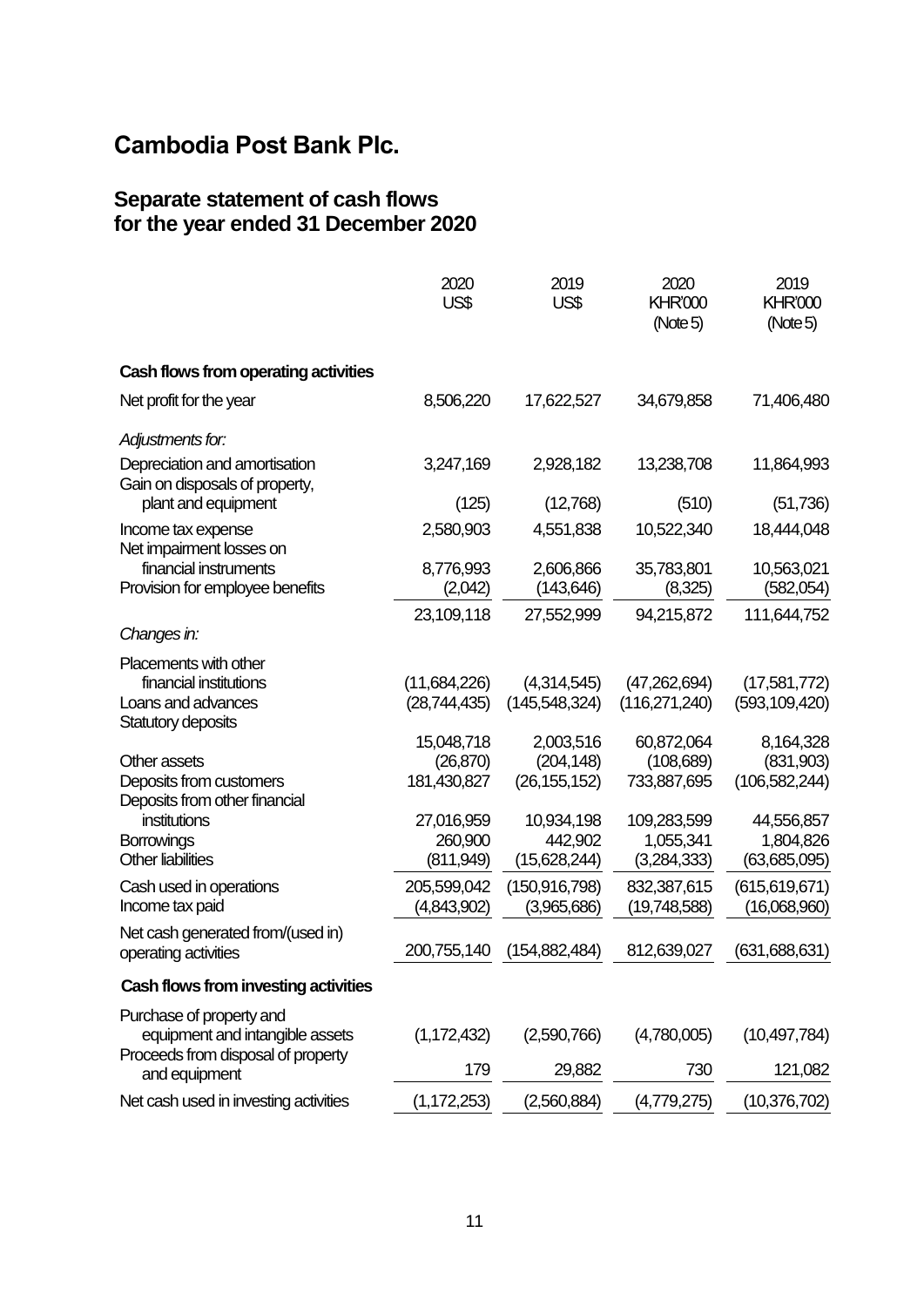# Cambodia Post Bank Plc.

## Separate statement of cash flows for the year ended 31 December 2020

| | 2020 US$ | 2019 US$ | 2020 KHR'000 (Note 5) | 2019 KHR'000 (Note 5) |
|---|---|---|---|---|
| **Cash flows from operating activities** | | | | |
| Net profit for the year | 8,506,220 | 17,622,527 | 34,679,858 | 71,406,480 |
| *Adjustments for:* | | | | |
| Depreciation and amortisation | 3,247,169 | 2,928,182 | 13,238,708 | 11,864,993 |
| Gain on disposals of property, plant and equipment | (125) | (12,768) | (510) | (51,736) |
| Income tax expense | 2,580,903 | 4,551,838 | 10,522,340 | 18,444,048 |
| Net impairment losses on financial instruments | 8,776,993 | 2,606,866 | 35,783,801 | 10,563,021 |
| Provision for employee benefits | (2,042) | (143,646) | (8,325) | (582,054) |
| | 23,109,118 | 27,552,999 | 94,215,872 | 111,644,752 |
| *Changes in:* | | | | |
| Placements with other financial institutions | (11,684,226) | (4,314,545) | (47,262,694) | (17,581,772) |
| Loans and advances | (28,744,435) | (145,548,324) | (116,271,240) | (593,109,420) |
| Statutory deposits | 15,048,718 | 2,003,516 | 60,872,064 | 8,164,328 |
| Other assets | (26,870) | (204,148) | (108,689) | (831,903) |
| Deposits from customers | 181,430,827 | (26,155,152) | 733,887,695 | (106,582,244) |
| Deposits from other financial institutions | 27,016,959 | 10,934,198 | 109,283,599 | 44,556,857 |
| Borrowings | 260,900 | 442,902 | 1,055,341 | 1,804,826 |
| Other liabilities | (811,949) | (15,628,244) | (3,284,333) | (63,685,095) |
| Cash used in operations | 205,599,042 | (150,916,798) | 832,387,615 | (615,619,671) |
| Income tax paid | (4,843,902) | (3,965,686) | (19,748,588) | (16,068,960) |
| Net cash generated from/(used in) operating activities | 200,755,140 | (154,882,484) | 812,639,027 | (631,688,631) |
| **Cash flows from investing activities** | | | | |
| Purchase of property and equipment and intangible assets | (1,172,432) | (2,590,766) | (4,780,005) | (10,497,784) |
| Proceeds from disposal of property and equipment | 179 | 29,882 | 730 | 121,082 |
| Net cash used in investing activities | (1,172,253) | (2,560,884) | (4,779,275) | (10,376,702) |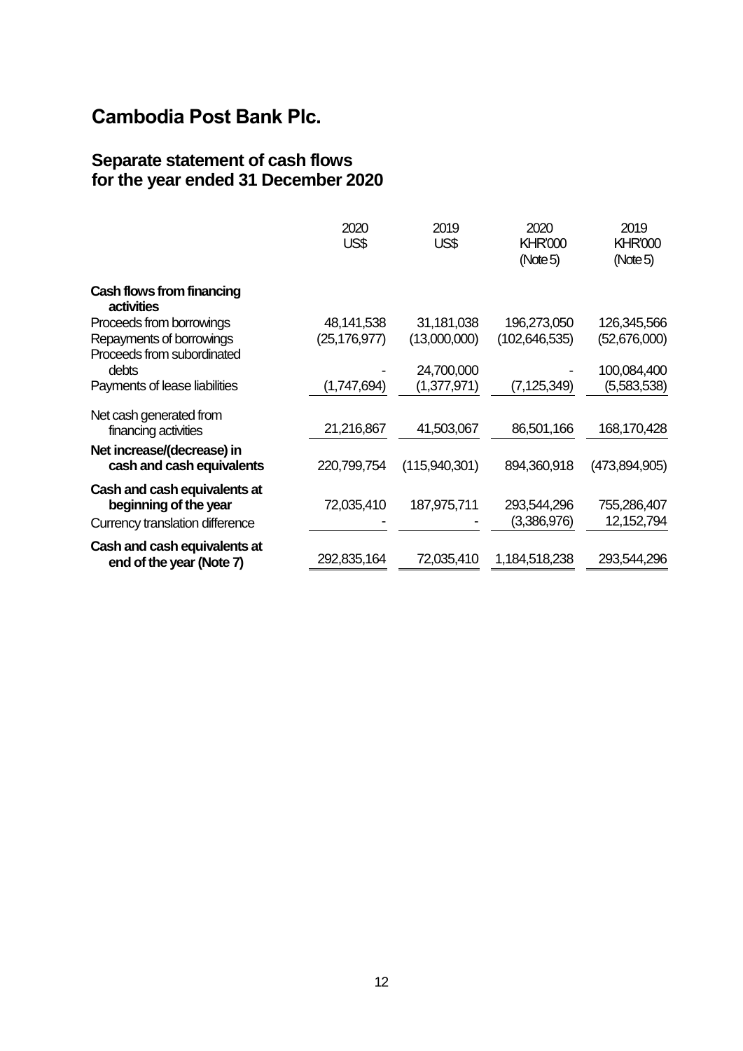# Cambodia Post Bank Plc.

## Separate statement of cash flows for the year ended 31 December 2020

| | 2020 US$ | 2019 US$ | 2020 KHR'000 (Note 5) | 2019 KHR'000 (Note 5) |
|---|---|---|---|---|
| **Cash flows from financing activities** | | | | |
| Proceeds from borrowings | 48,141,538 | 31,181,038 | 196,273,050 | 126,345,566 |
| Repayments of borrowings | (25,176,977) | (13,000,000) | (102,646,535) | (52,676,000) |
| Proceeds from subordinated debts | - | 24,700,000 | - | 100,084,400 |
| Payments of lease liabilities | (1,747,694) | (1,377,971) | (7,125,349) | (5,583,538) |
| Net cash generated from financing activities | 21,216,867 | 41,503,067 | 86,501,166 | 168,170,428 |
| **Net increase/(decrease) in cash and cash equivalents** | 220,799,754 | (115,940,301) | 894,360,918 | (473,894,905) |
| **Cash and cash equivalents at beginning of the year** | 72,035,410 | 187,975,711 | 293,544,296 | 755,286,407 |
| Currency translation difference | - | - | (3,386,976) | 12,152,794 |
| **Cash and cash equivalents at end of the year (Note 7)** | 292,835,164 | 72,035,410 | 1,184,518,238 | 293,544,296 |